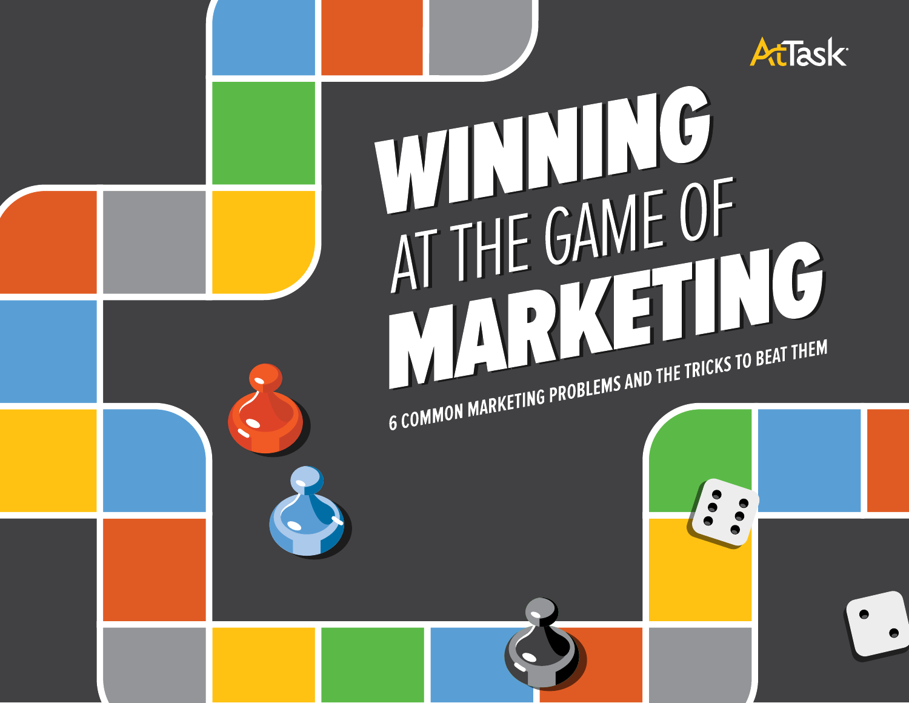AtTask

# WINNING AT THE GAME OF MARKETING

6 COMMON MARKETING PROBLEMS AND THE TRICKS TO BEAT THEM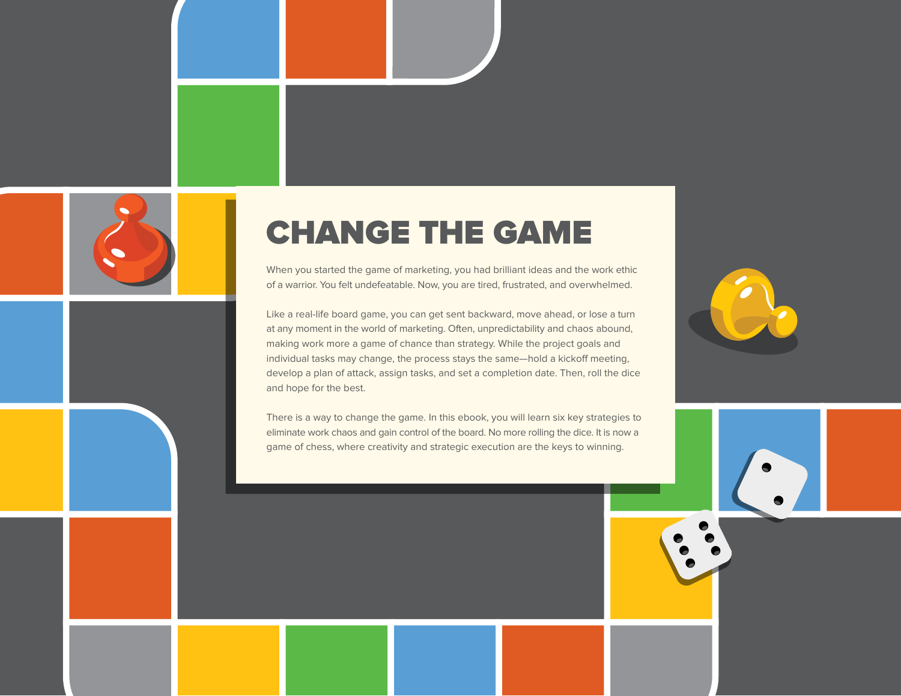# CHANGE THE GAME

When you started the game of marketing, you had brilliant ideas and the work ethic of a warrior. You felt undefeatable. Now, you are tired, frustrated, and overwhelmed.

Like a real-life board game, you can get sent backward, move ahead, or lose a turn at any moment in the world of marketing. Often, unpredictability and chaos abound, making work more a game of chance than strategy. While the project goals and individual tasks may change, the process stays the same—hold a kickoff meeting, develop a plan of attack, assign tasks, and set a completion date. Then, roll the dice and hope for the best.

There is a way to change the game. In this ebook, you will learn six key strategies to eliminate work chaos and gain control of the board. No more rolling the dice. It is now a game of chess, where creativity and strategic execution are the keys to winning.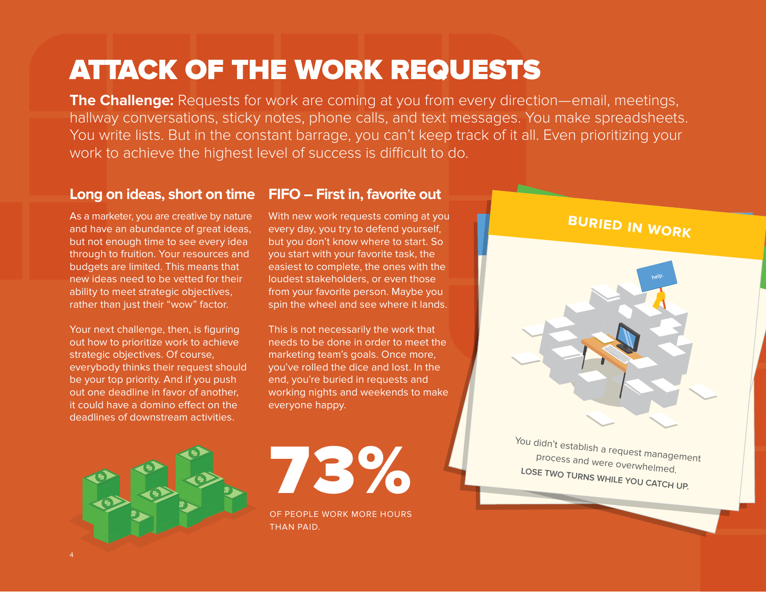# ATTACK OF THE WORK REQUESTS

**The Challenge:** Requests for work are coming at you from every direction—email, meetings, hallway conversations, sticky notes, phone calls, and text messages. You make spreadsheets. You write lists. But in the constant barrage, you can't keep track of it all. Even prioritizing your work to achieve the highest level of success is difficult to do.

## Long on ideas, short on time

As a marketer, you are creative by nature and have an abundance of great ideas, but not enough time to see every idea through to fruition. Your resources and budgets are limited. This means that new ideas need to be vetted for their ability to meet strategic objectives, rather than just their "wow" factor.

Your next challenge, then, is figuring out how to prioritize work to achieve strategic objectives. Of course, everybody thinks their request should be your top priority. And if you push out one deadline in favor of another, it could have a domino effect on the deadlines of downstream activities.

## FIFO – First in, favorite out

With new work requests coming at you every day, you try to defend yourself, but you don't know where to start. So you start with your favorite task, the easiest to complete, the ones with the loudest stakeholders, or even those from your favorite person. Maybe you spin the wheel and see where it lands.

This is not necessarily the work that needs to be done in order to meet the marketing team's goals. Once more, you've rolled the dice and lost. In the end, you're buried in requests and working nights and weekends to make everyone happy.

**73%**

OF PEOPLE WORK MORE HOURS THAN PAID.

**BURIED IN WORK**

help.

You didn't establish a request management process and were overwhelmed.

**LOSE TWO TURNS WHILE YOU CATCH UP.**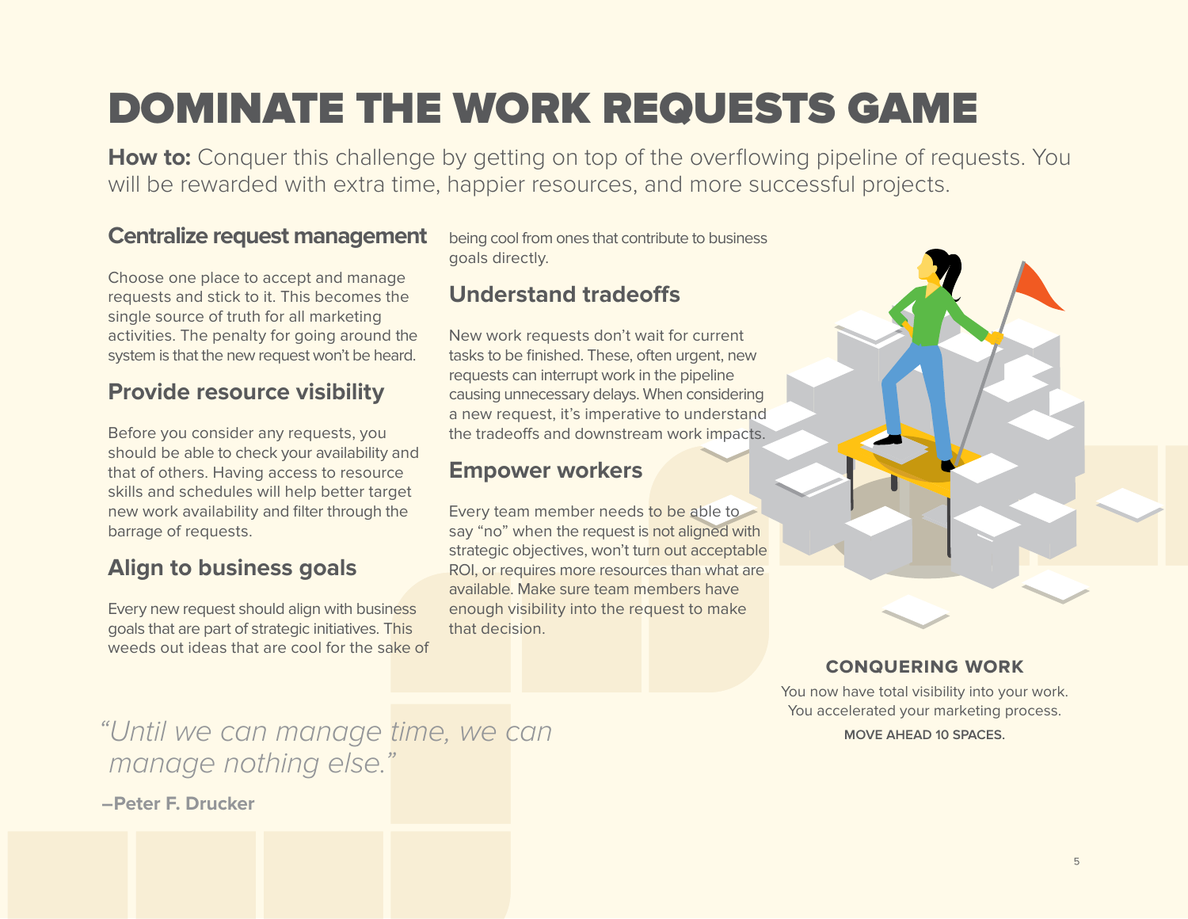# DOMINATE THE WORK REQUESTS GAME

**How to:** Conquer this challenge by getting on top of the overflowing pipeline of requests. You will be rewarded with extra time, happier resources, and more successful projects.

## Centralize request management

Choose one place to accept and manage requests and stick to it. This becomes the single source of truth for all marketing activities. The penalty for going around the system is that the new request won't be heard.

## Provide resource visibility

Before you consider any requests, you should be able to check your availability and that of others. Having access to resource skills and schedules will help better target new work availability and filter through the barrage of requests.

## Align to business goals

Every new request should align with business goals that are part of strategic initiatives. This weeds out ideas that are cool for the sake of being cool from ones that contribute to business goals directly.

## Understand tradeoffs

New work requests don't wait for current tasks to be finished. These, often urgent, new requests can interrupt work in the pipeline causing unnecessary delays. When considering a new request, it's imperative to understand the tradeoffs and downstream work impacts.

## Empower workers

Every team member needs to be able to say "no" when the request is not aligned with strategic objectives, won't turn out acceptable ROI, or requires more resources than what are available. Make sure team members have enough visibility into the request to make that decision.

*"Until we can manage time, we can manage nothing else."*

**–Peter F. Drucker**

**CONQUERING WORK**

You now have total visibility into your work. You accelerated your marketing process.

**MOVE AHEAD 10 SPACES.**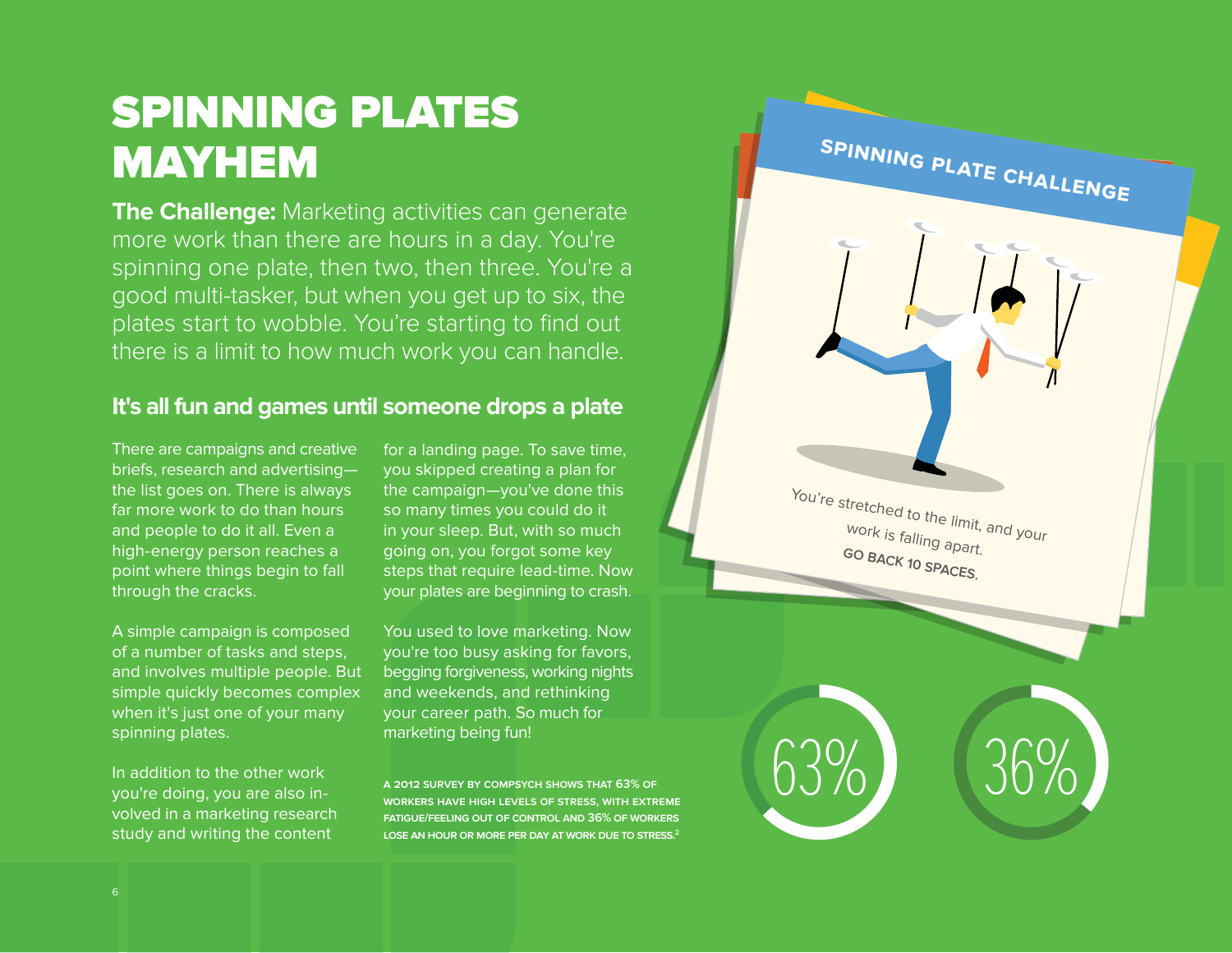# SPINNING PLATES MAYHEM

**The Challenge:** Marketing activities can generate more work than there are hours in a day. You're spinning one plate, then two, then three. You're a good multi-tasker, but when you get up to six, the plates start to wobble. You're starting to find out there is a limit to how much work you can handle.

## It's all fun and games until someone drops a plate

There are campaigns and creative briefs, research and advertising—the list goes on. There is always far more work to do than hours and people to do it all. Even a high-energy person reaches a point where things begin to fall through the cracks.

A simple campaign is composed of a number of tasks and steps, and involves multiple people. But simple quickly becomes complex when it's just one of your many spinning plates.

In addition to the other work you're doing, you are also involved in a marketing research study and writing the content for a landing page. To save time, you skipped creating a plan for the campaign—you've done this so many times you could do it in your sleep. But, with so much going on, you forgot some key steps that require lead-time. Now your plates are beginning to crash.

You used to love marketing. Now you're too busy asking for favors, begging forgiveness, working nights and weekends, and rethinking your career path. So much for marketing being fun!

**A 2012 SURVEY BY COMPSYCH SHOWS THAT 63% OF WORKERS HAVE HIGH LEVELS OF STRESS, WITH EXTREME FATIGUE/FEELING OUT OF CONTROL AND 36% OF WORKERS LOSE AN HOUR OR MORE PER DAY AT WORK DUE TO STRESS.[2]**

63%

36%

**SPINNING PLATE CHALLENGE**

You're stretched to the limit, and your work is falling apart.

**GO BACK 10 SPACES.**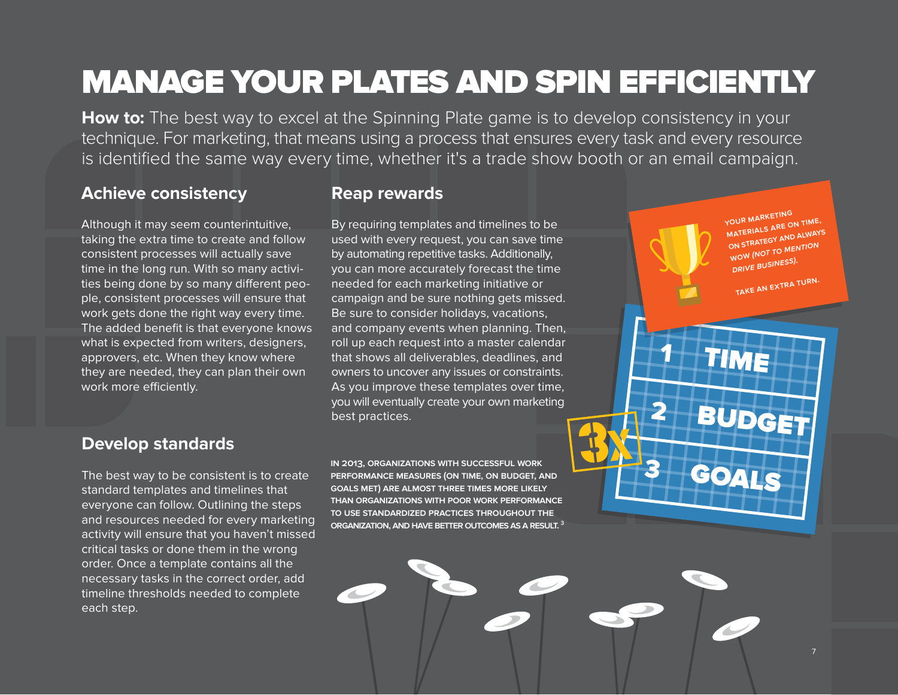# MANAGE YOUR PLATES AND SPIN EFFICIENTLY

**How to:** The best way to excel at the Spinning Plate game is to develop consistency in your technique. For marketing, that means using a process that ensures every task and every resource is identified the same way every time, whether it's a trade show booth or an email campaign.

## Achieve consistency

Although it may seem counterintuitive, taking the extra time to create and follow consistent processes will actually save time in the long run. With so many activities being done by so many different people, consistent processes will ensure that work gets done the right way every time. The added benefit is that everyone knows what is expected from writers, designers, approvers, etc. When they know where they are needed, they can plan their own work more efficiently.

## Develop standards

The best way to be consistent is to create standard templates and timelines that everyone can follow. Outlining the steps and resources needed for every marketing activity will ensure that you haven't missed critical tasks or done them in the wrong order. Once a template contains all the necessary tasks in the correct order, add timeline thresholds needed to complete each step.

## Reap rewards

By requiring templates and timelines to be used with every request, you can save time by automating repetitive tasks. Additionally, you can more accurately forecast the time needed for each marketing initiative or campaign and be sure nothing gets missed. Be sure to consider holidays, vacations, and company events when planning. Then, roll up each request into a master calendar that shows all deliverables, deadlines, and owners to uncover any issues or constraints. As you improve these templates over time, you will eventually create your own marketing best practices.

**IN 2013, ORGANIZATIONS WITH SUCCESSFUL WORK PERFORMANCE MEASURES (ON TIME, ON BUDGET, AND GOALS MET) ARE ALMOST THREE TIMES MORE LIKELY THAN ORGANIZATIONS WITH POOR WORK PERFORMANCE TO USE STANDARDIZED PRACTICES THROUGHOUT THE ORGANIZATION, AND HAVE BETTER OUTCOMES AS A RESULT.** [3]

YOUR MARKETING MATERIALS ARE ON TIME, ON STRATEGY AND ALWAYS WOW (*NOT TO MENTION DRIVE BUSINESS*).

TAKE AN EXTRA TURN.

3X

1. TIME
2. BUDGET
3. GOALS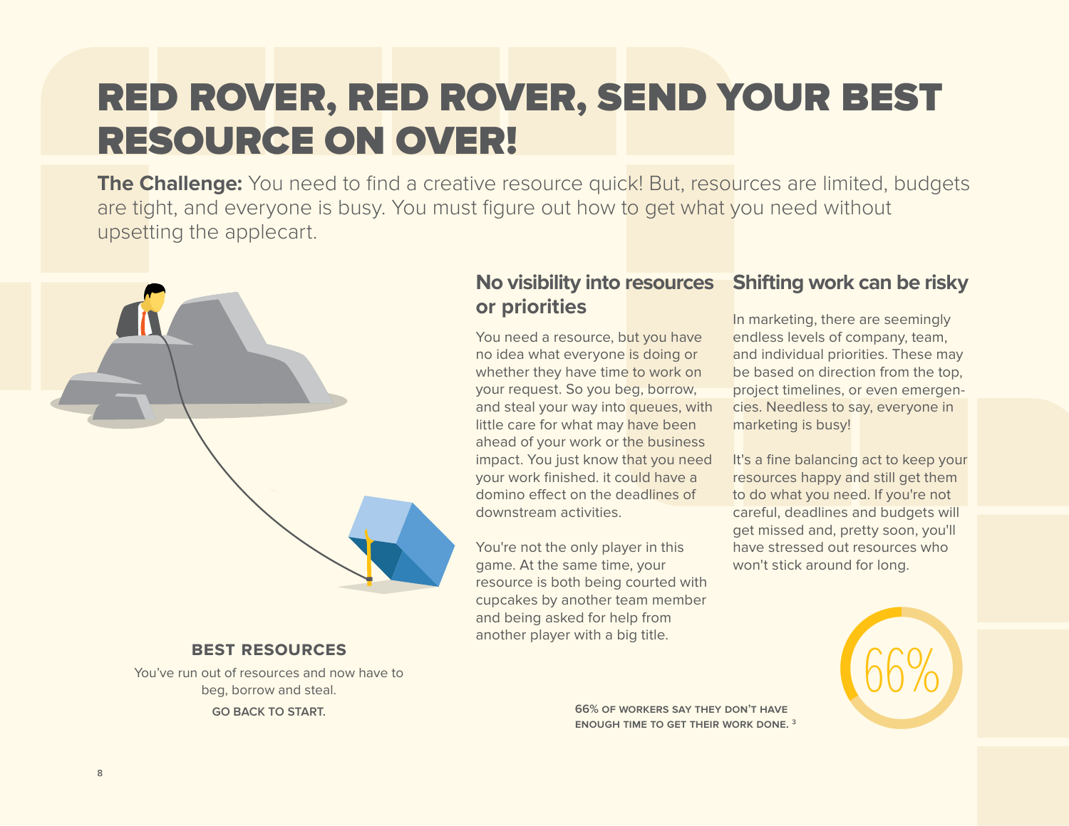# RED ROVER, RED ROVER, SEND YOUR BEST RESOURCE ON OVER!

**The Challenge:** You need to find a creative resource quick! But, resources are limited, budgets are tight, and everyone is busy. You must figure out how to get what you need without upsetting the applecart.

**BEST RESOURCES**

You've run out of resources and now have to beg, borrow and steal.

**GO BACK TO START.**

## No visibility into resources or priorities

You need a resource, but you have no idea what everyone is doing or whether they have time to work on your request. So you beg, borrow, and steal your way into queues, with little care for what may have been ahead of your work or the business impact. You just know that you need your work finished. it could have a domino effect on the deadlines of downstream activities.

You're not the only player in this game. At the same time, your resource is both being courted with cupcakes by another team member and being asked for help from another player with a big title.

## Shifting work can be risky

In marketing, there are seemingly endless levels of company, team, and individual priorities. These may be based on direction from the top, project timelines, or even emergencies. Needless to say, everyone in marketing is busy!

It's a fine balancing act to keep your resources happy and still get them to do what you need. If you're not careful, deadlines and budgets will get missed and, pretty soon, you'll have stressed out resources who won't stick around for long.

66%

**66% OF WORKERS SAY THEY DON'T HAVE ENOUGH TIME TO GET THEIR WORK DONE.** [3]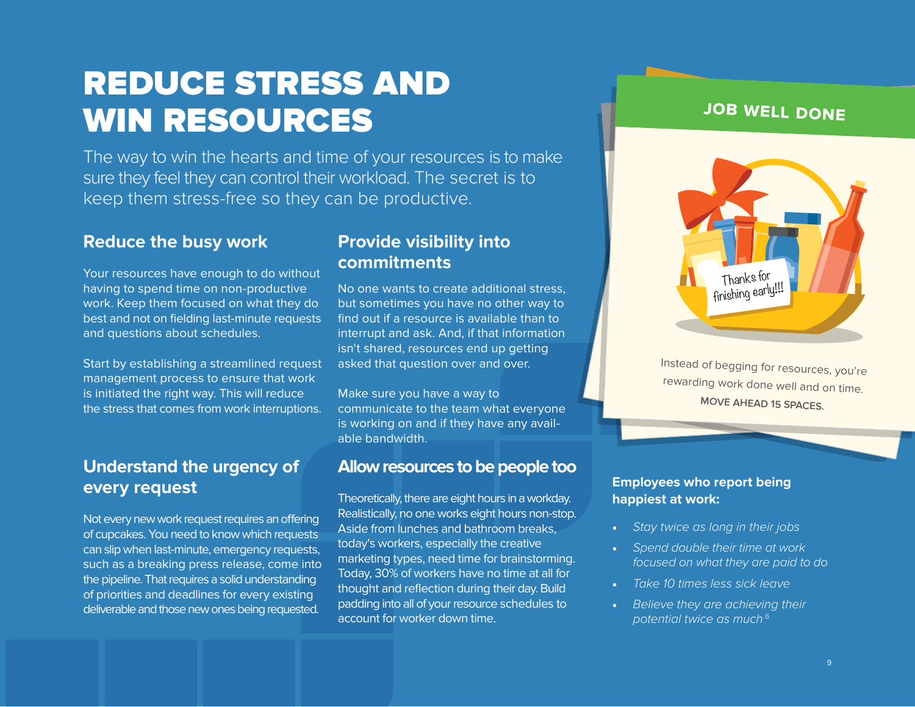# REDUCE STRESS AND WIN RESOURCES

The way to win the hearts and time of your resources is to make sure they feel they can control their workload. The secret is to keep them stress-free so they can be productive.

## Reduce the busy work

Your resources have enough to do without having to spend time on non-productive work. Keep them focused on what they do best and not on fielding last-minute requests and questions about schedules.

Start by establishing a streamlined request management process to ensure that work is initiated the right way. This will reduce the stress that comes from work interruptions.

## Understand the urgency of every request

Not every new work request requires an offering of cupcakes. You need to know which requests can slip when last-minute, emergency requests, such as a breaking press release, come into the pipeline. That requires a solid understanding of priorities and deadlines for every existing deliverable and those new ones being requested.

## Provide visibility into commitments

No one wants to create additional stress, but sometimes you have no other way to find out if a resource is available than to interrupt and ask. And, if that information isn't shared, resources end up getting asked that question over and over.

Make sure you have a way to communicate to the team what everyone is working on and if they have any available bandwidth.

## Allow resources to be people too

Theoretically, there are eight hours in a workday. Realistically, no one works eight hours non-stop. Aside from lunches and bathroom breaks, today's workers, especially the creative marketing types, need time for brainstorming. Today, 30% of workers have no time at all for thought and reflection during their day. Build padding into all of your resource schedules to account for worker down time.

**JOB WELL DONE**

Thanks for finishing early!!!

Instead of begging for resources, you're rewarding work done well and on time.
**MOVE AHEAD 15 SPACES.**

**Employees who report being happiest at work:**

- *Stay twice as long in their jobs*
- *Spend double their time at work focused on what they are paid to do*
- *Take 10 times less sick leave*
- *Believe they are achieving their potential twice as much* [6]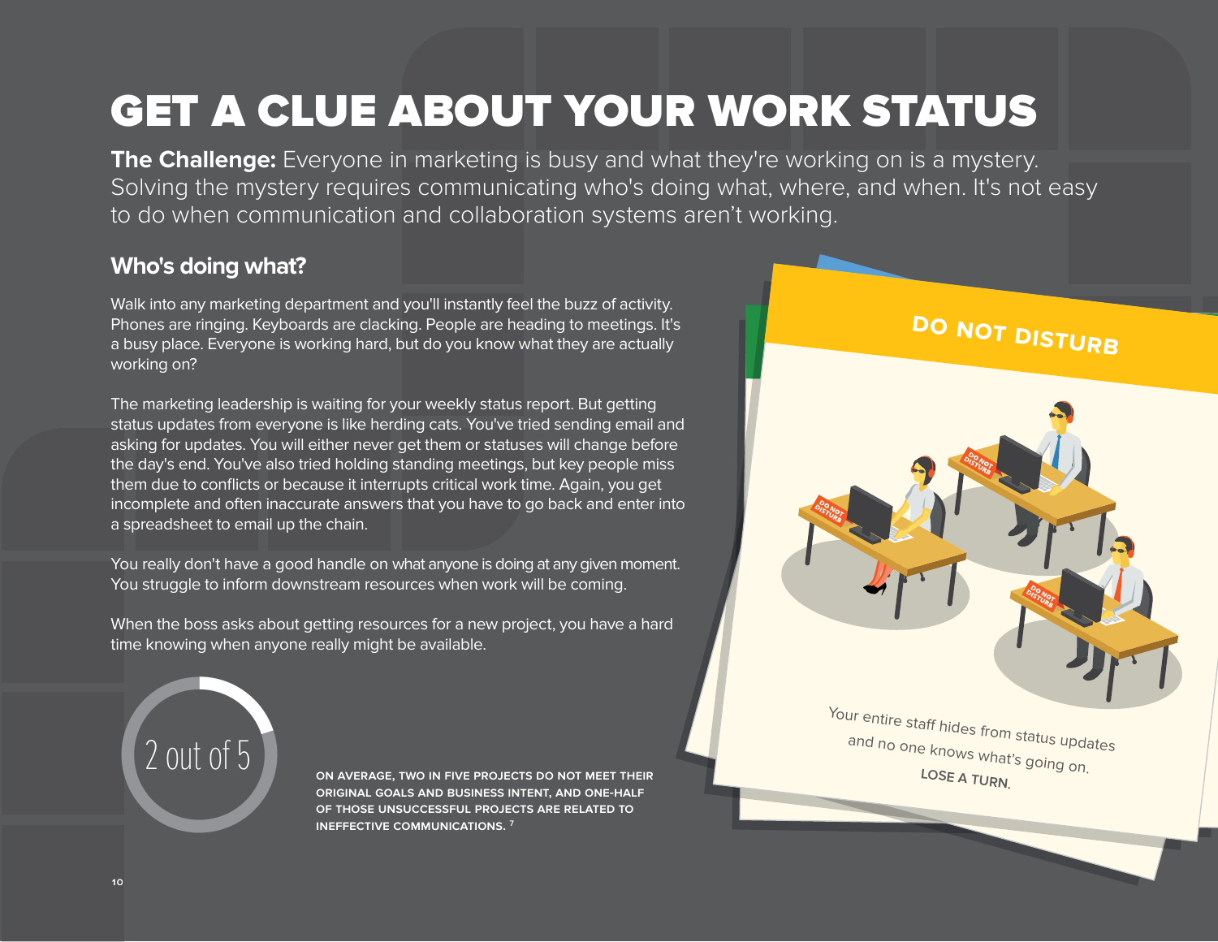# GET A CLUE ABOUT YOUR WORK STATUS

**The Challenge:** Everyone in marketing is busy and what they're working on is a mystery. Solving the mystery requires communicating who's doing what, where, and when. It's not easy to do when communication and collaboration systems aren't working.

## Who's doing what?

Walk into any marketing department and you'll instantly feel the buzz of activity. Phones are ringing. Keyboards are clacking. People are heading to meetings. It's a busy place. Everyone is working hard, but do you know what they are actually working on?

The marketing leadership is waiting for your weekly status report. But getting status updates from everyone is like herding cats. You've tried sending email and asking for updates. You will either never get them or statuses will change before the day's end. You've also tried holding standing meetings, but key people miss them due to conflicts or because it interrupts critical work time. Again, you get incomplete and often inaccurate answers that you have to go back and enter into a spreadsheet to email up the chain.

You really don't have a good handle on what anyone is doing at any given moment. You struggle to inform downstream resources when work will be coming.

When the boss asks about getting resources for a new project, you have a hard time knowing when anyone really might be available.

2 out of 5

**ON AVERAGE, TWO IN FIVE PROJECTS DO NOT MEET THEIR ORIGINAL GOALS AND BUSINESS INTENT, AND ONE-HALF OF THOSE UNSUCCESSFUL PROJECTS ARE RELATED TO INEFFECTIVE COMMUNICATIONS.** [7]

**DO NOT DISTURB**

Your entire staff hides from status updates and no one knows what's going on.

**LOSE A TURN.**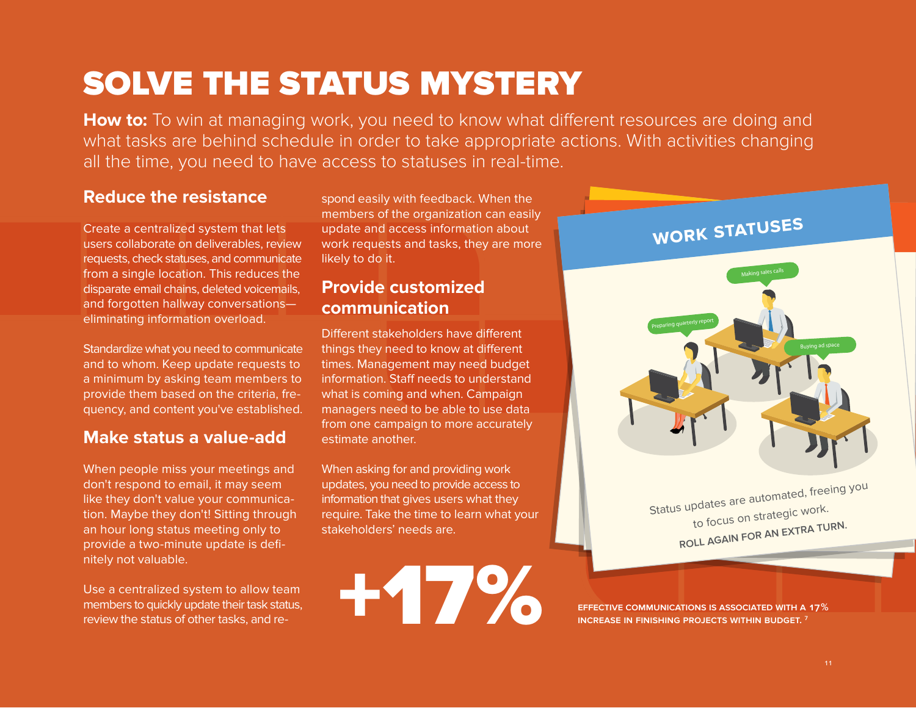# SOLVE THE STATUS MYSTERY

**How to:** To win at managing work, you need to know what different resources are doing and what tasks are behind schedule in order to take appropriate actions. With activities changing all the time, you need to have access to statuses in real-time.

## Reduce the resistance

Create a centralized system that lets users collaborate on deliverables, review requests, check statuses, and communicate from a single location. This reduces the disparate email chains, deleted voicemails, and forgotten hallway conversations—eliminating information overload.

Standardize what you need to communicate and to whom. Keep update requests to a minimum by asking team members to provide them based on the criteria, frequency, and content you've established.

## Make status a value-add

When people miss your meetings and don't respond to email, it may seem like they don't value your communication. Maybe they don't! Sitting through an hour long status meeting only to provide a two-minute update is definitely not valuable.

Use a centralized system to allow team members to quickly update their task status, review the status of other tasks, and respond easily with feedback. When the members of the organization can easily update and access information about work requests and tasks, they are more likely to do it.

## Provide customized communication

Different stakeholders have different things they need to know at different times. Management may need budget information. Staff needs to understand what is coming and when. Campaign managers need to be able to use data from one campaign to more accurately estimate another.

When asking for and providing work updates, you need to provide access to information that gives users what they require. Take the time to learn what your stakeholders' needs are.

**WORK STATUSES**

Status updates are automated, freeing you to focus on strategic work.

**ROLL AGAIN FOR AN EXTRA TURN.**

**+17%**

**EFFECTIVE COMMUNICATIONS IS ASSOCIATED WITH A 17% INCREASE IN FINISHING PROJECTS WITHIN BUDGET.** [7]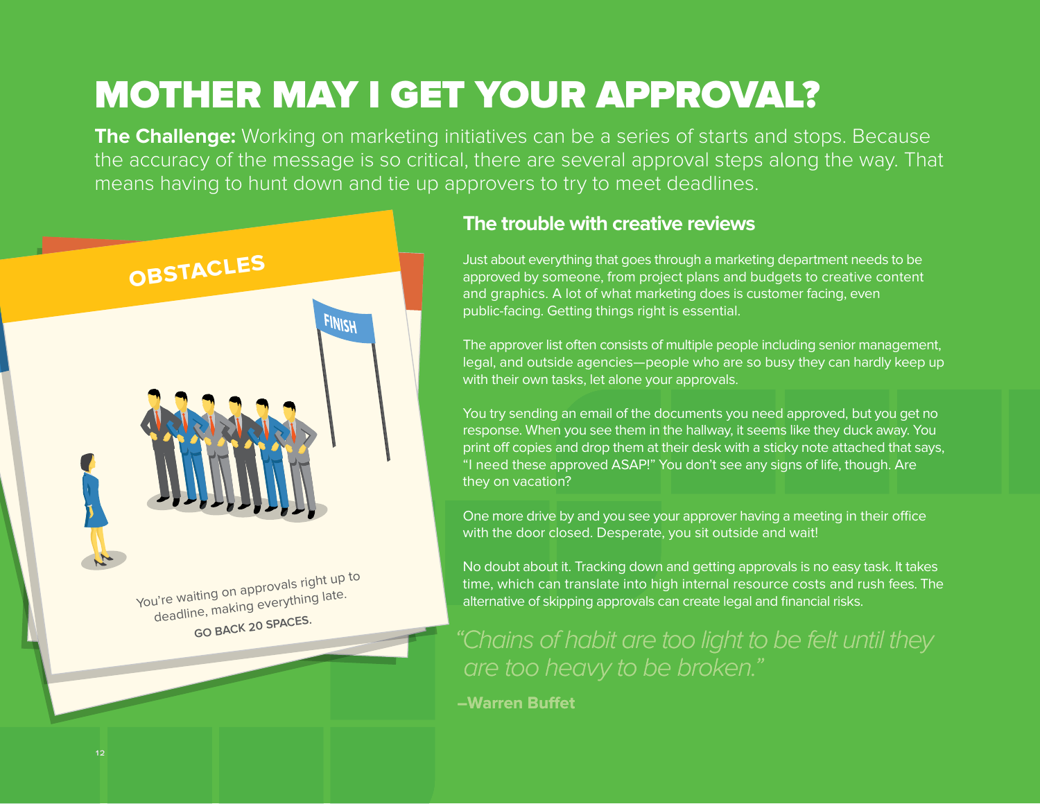# MOTHER MAY I GET YOUR APPROVAL?

**The Challenge:** Working on marketing initiatives can be a series of starts and stops. Because the accuracy of the message is so critical, there are several approval steps along the way. That means having to hunt down and tie up approvers to try to meet deadlines.

OBSTACLES

FINISH

You're waiting on approvals right up to deadline, making everything late.

GO BACK 20 SPACES.

## The trouble with creative reviews

Just about everything that goes through a marketing department needs to be approved by someone, from project plans and budgets to creative content and graphics. A lot of what marketing does is customer facing, even public-facing. Getting things right is essential.

The approver list often consists of multiple people including senior management, legal, and outside agencies—people who are so busy they can hardly keep up with their own tasks, let alone your approvals.

You try sending an email of the documents you need approved, but you get no response. When you see them in the hallway, it seems like they duck away. You print off copies and drop them at their desk with a sticky note attached that says, "I need these approved ASAP!" You don't see any signs of life, though. Are they on vacation?

One more drive by and you see your approver having a meeting in their office with the door closed. Desperate, you sit outside and wait!

No doubt about it. Tracking down and getting approvals is no easy task. It takes time, which can translate into high internal resource costs and rush fees. The alternative of skipping approvals can create legal and financial risks.

*"Chains of habit are too light to be felt until they are too heavy to be broken."*

**–Warren Buffet**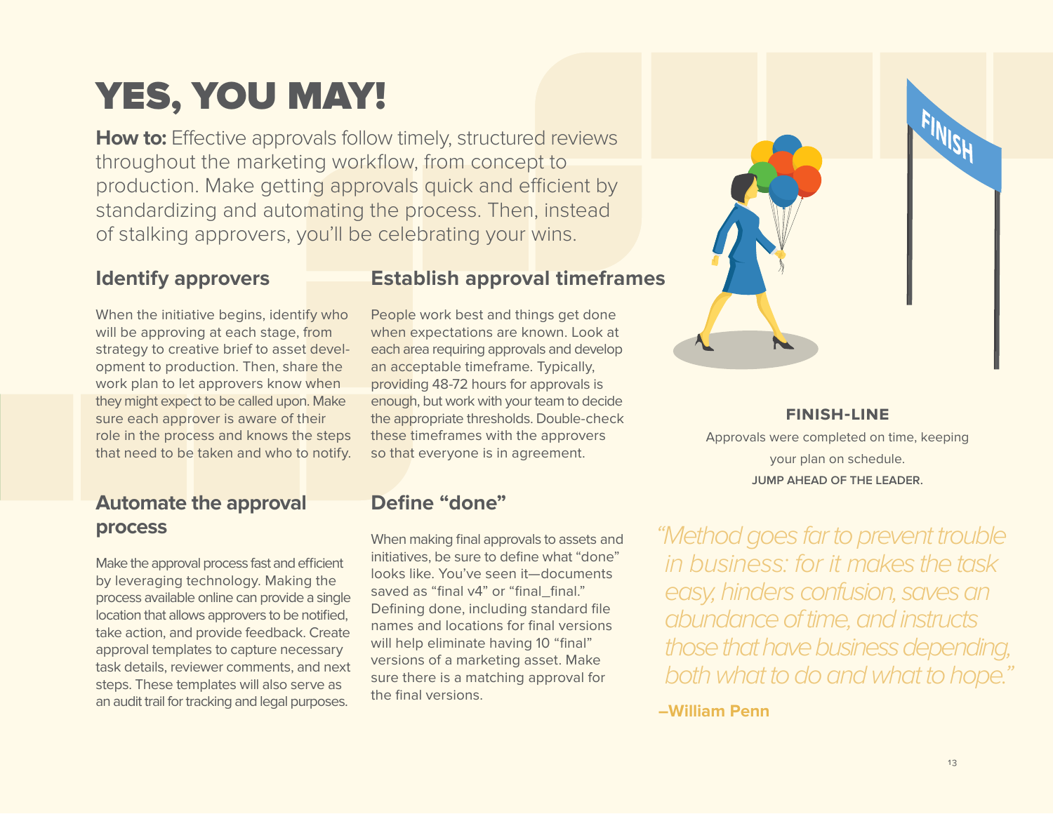# YES, YOU MAY!

**How to:** Effective approvals follow timely, structured reviews throughout the marketing workflow, from concept to production. Make getting approvals quick and efficient by standardizing and automating the process. Then, instead of stalking approvers, you'll be celebrating your wins.

## Identify approvers

When the initiative begins, identify who will be approving at each stage, from strategy to creative brief to asset development to production. Then, share the work plan to let approvers know when they might expect to be called upon. Make sure each approver is aware of their role in the process and knows the steps that need to be taken and who to notify.

## Establish approval timeframes

People work best and things get done when expectations are known. Look at each area requiring approvals and develop an acceptable timeframe. Typically, providing 48-72 hours for approvals is enough, but work with your team to decide the appropriate thresholds. Double-check these timeframes with the approvers so that everyone is in agreement.

## Automate the approval process

Make the approval process fast and efficient by leveraging technology. Making the process available online can provide a single location that allows approvers to be notified, take action, and provide feedback. Create approval templates to capture necessary task details, reviewer comments, and next steps. These templates will also serve as an audit trail for tracking and legal purposes.

## Define "done"

When making final approvals to assets and initiatives, be sure to define what "done" looks like. You've seen it—documents saved as "final v4" or "final_final." Defining done, including standard file names and locations for final versions will help eliminate having 10 "final" versions of a marketing asset. Make sure there is a matching approval for the final versions.

**FINISH-LINE**

Approvals were completed on time, keeping your plan on schedule.

**JUMP AHEAD OF THE LEADER.**

*"Method goes far to prevent trouble in business: for it makes the task easy, hinders confusion, saves an abundance of time, and instructs those that have business depending, both what to do and what to hope."*

**–William Penn**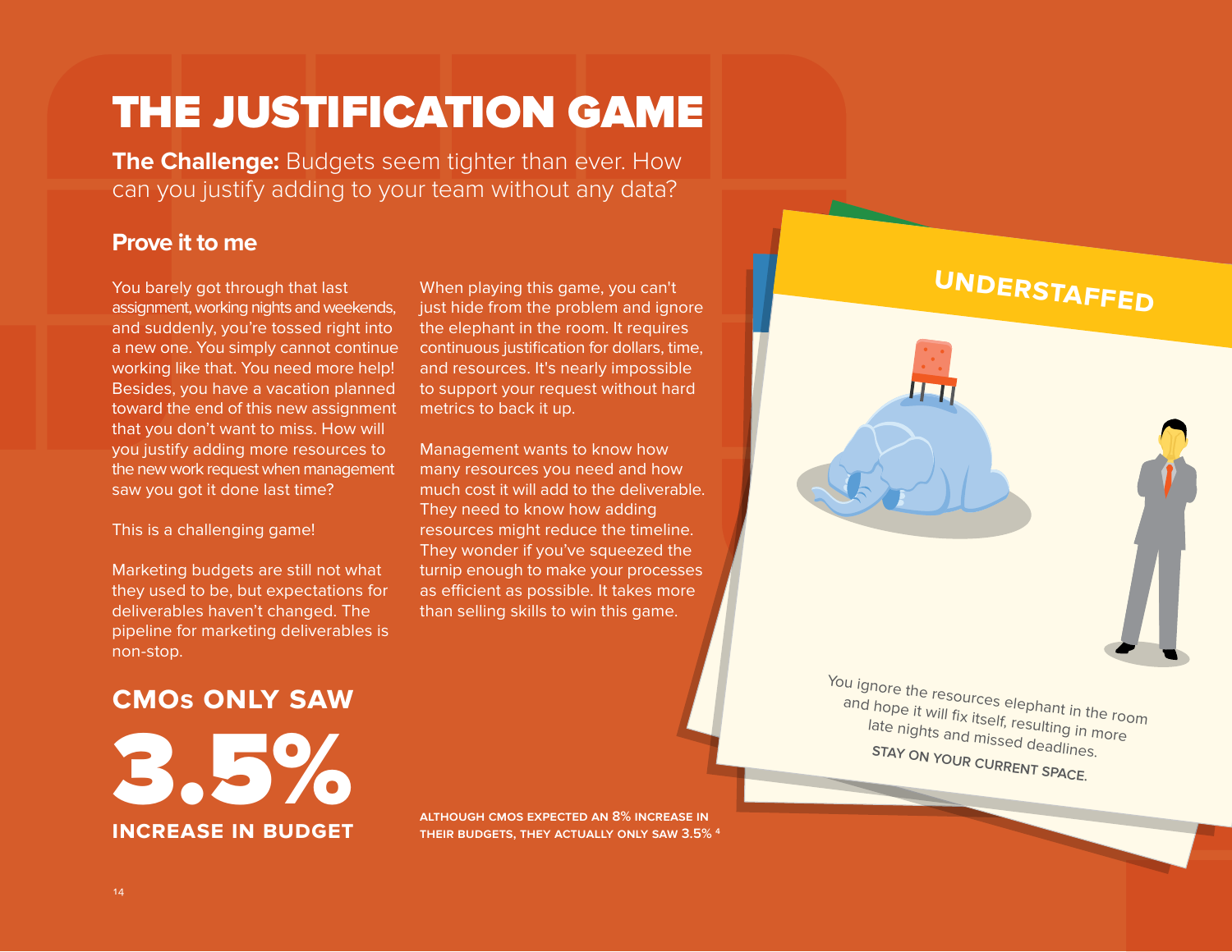# THE JUSTIFICATION GAME

**The Challenge:** Budgets seem tighter than ever. How can you justify adding to your team without any data?

## Prove it to me

You barely got through that last assignment, working nights and weekends, and suddenly, you're tossed right into a new one. You simply cannot continue working like that. You need more help! Besides, you have a vacation planned toward the end of this new assignment that you don't want to miss. How will you justify adding more resources to the new work request when management saw you got it done last time?

This is a challenging game!

Marketing budgets are still not what they used to be, but expectations for deliverables haven't changed. The pipeline for marketing deliverables is non-stop.

When playing this game, you can't just hide from the problem and ignore the elephant in the room. It requires continuous justification for dollars, time, and resources. It's nearly impossible to support your request without hard metrics to back it up.

Management wants to know how many resources you need and how much cost it will add to the deliverable. They need to know how adding resources might reduce the timeline. They wonder if you've squeezed the turnip enough to make your processes as efficient as possible. It takes more than selling skills to win this game.

**CMOs ONLY SAW**

# 3.5%

**INCREASE IN BUDGET**

ALTHOUGH CMOS EXPECTED AN 8% INCREASE IN THEIR BUDGETS, THEY ACTUALLY ONLY SAW 3.5% [4]

**UNDERSTAFFED**

You ignore the resources elephant in the room and hope it will fix itself, resulting in more late nights and missed deadlines.

**STAY ON YOUR CURRENT SPACE.**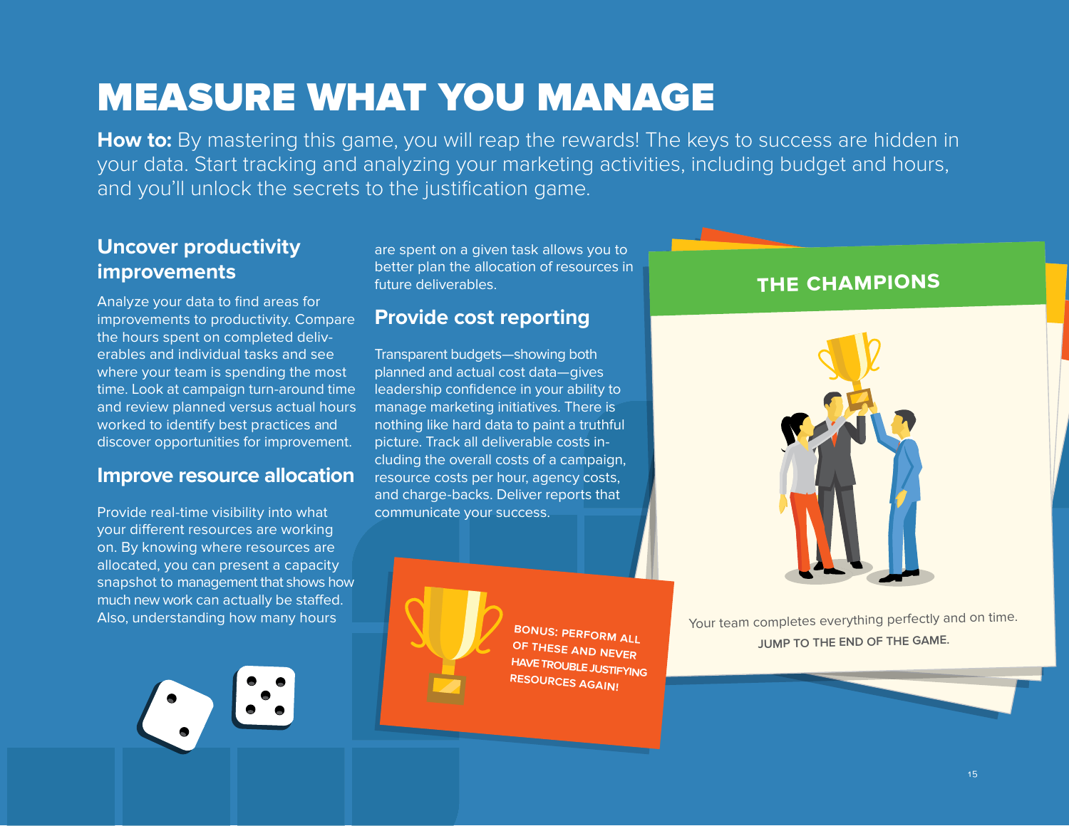# MEASURE WHAT YOU MANAGE

**How to:** By mastering this game, you will reap the rewards! The keys to success are hidden in your data. Start tracking and analyzing your marketing activities, including budget and hours, and you'll unlock the secrets to the justification game.

## Uncover productivity improvements

Analyze your data to find areas for improvements to productivity. Compare the hours spent on completed deliverables and individual tasks and see where your team is spending the most time. Look at campaign turn-around time and review planned versus actual hours worked to identify best practices and discover opportunities for improvement.

## Improve resource allocation

Provide real-time visibility into what your different resources are working on. By knowing where resources are allocated, you can present a capacity snapshot to management that shows how much new work can actually be staffed. Also, understanding how many hours are spent on a given task allows you to better plan the allocation of resources in future deliverables.

## Provide cost reporting

Transparent budgets—showing both planned and actual cost data—gives leadership confidence in your ability to manage marketing initiatives. There is nothing like hard data to paint a truthful picture. Track all deliverable costs including the overall costs of a campaign, resource costs per hour, agency costs, and charge-backs. Deliver reports that communicate your success.

**BONUS: PERFORM ALL OF THESE AND NEVER HAVE TROUBLE JUSTIFYING RESOURCES AGAIN!**

### THE CHAMPIONS

Your team completes everything perfectly and on time.

**JUMP TO THE END OF THE GAME.**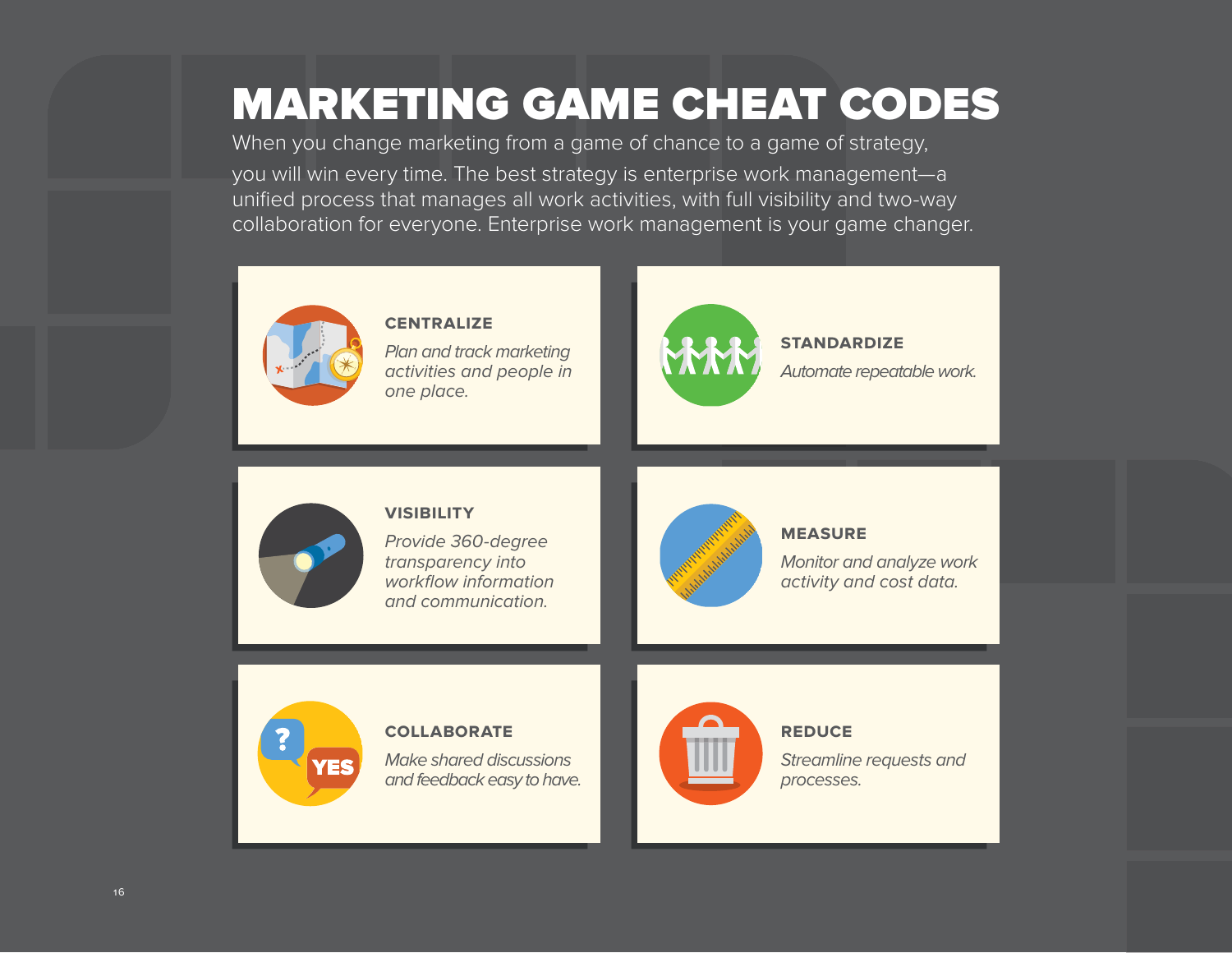# MARKETING GAME CHEAT CODES

When you change marketing from a game of chance to a game of strategy, you will win every time. The best strategy is enterprise work management—a unified process that manages all work activities, with full visibility and two-way collaboration for everyone. Enterprise work management is your game changer.

### CENTRALIZE

*Plan and track marketing activities and people in one place.*

### STANDARDIZE

*Automate repeatable work.*

### VISIBILITY

*Provide 360-degree transparency into workflow information and communication.*

### MEASURE

*Monitor and analyze work activity and cost data.*

### COLLABORATE

*Make shared discussions and feedback easy to have.*

### REDUCE

*Streamline requests and processes.*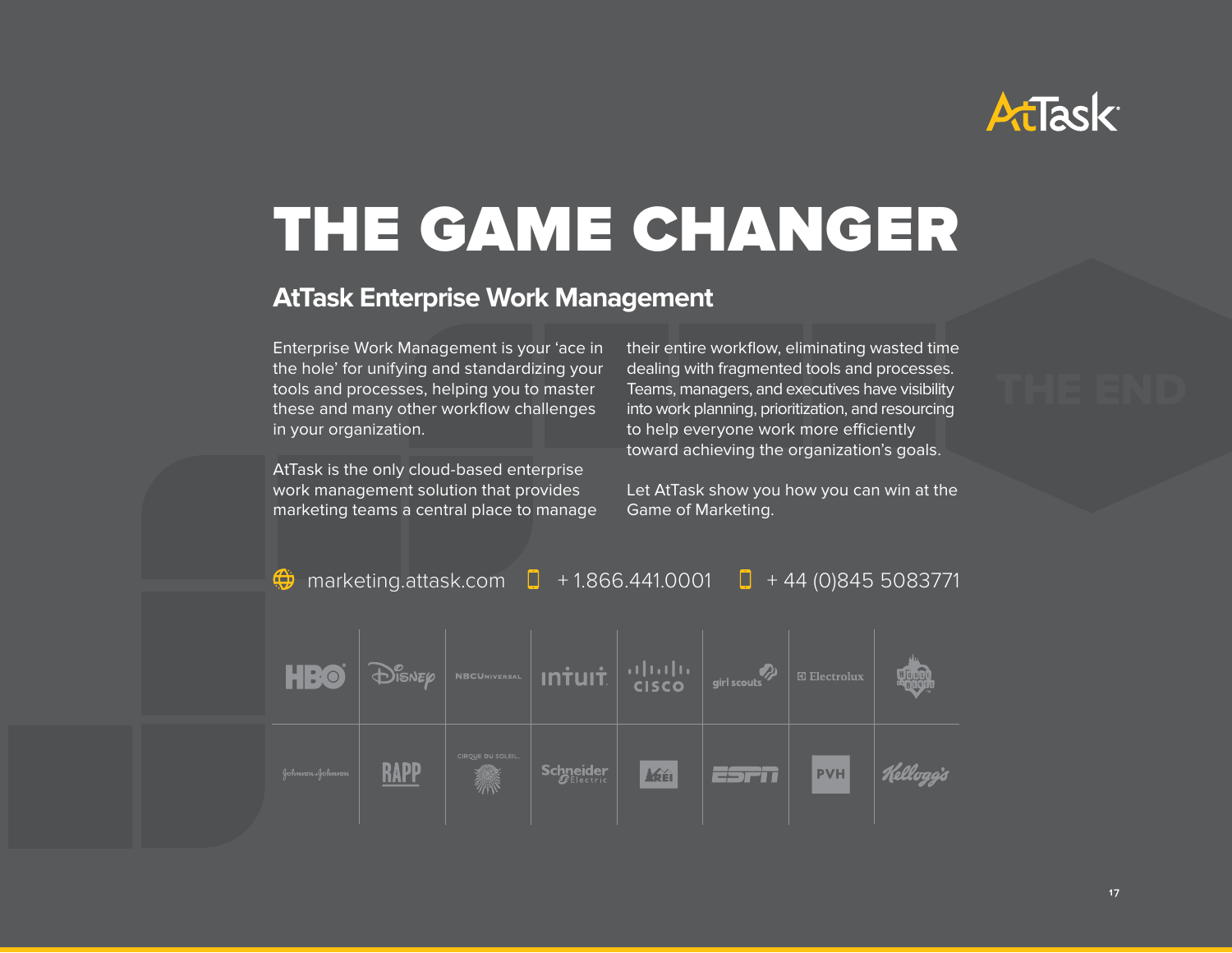AtTask

# THE GAME CHANGER

## AtTask Enterprise Work Management

Enterprise Work Management is your 'ace in the hole' for unifying and standardizing your tools and processes, helping you to master these and many other workflow challenges in your organization.

AtTask is the only cloud-based enterprise work management solution that provides marketing teams a central place to manage their entire workflow, eliminating wasted time dealing with fragmented tools and processes. Teams, managers, and executives have visibility into work planning, prioritization, and resourcing to help everyone work more efficiently toward achieving the organization's goals.

Let AtTask show you how you can win at the Game of Marketing.

marketing.attask.com | + 1.866.441.0001 | + 44 (0)845 5083771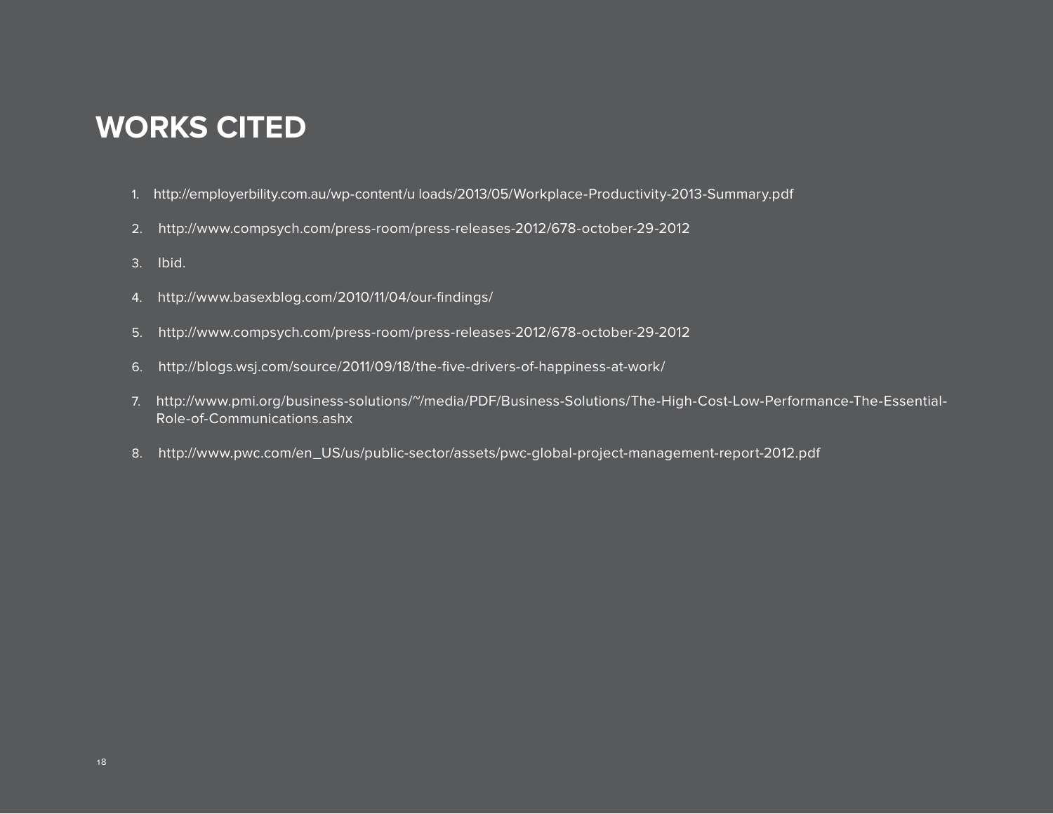# WORKS CITED

1. http://employerbility.com.au/wp-content/u loads/2013/05/Workplace-Productivity-2013-Summary.pdf
2. http://www.compsych.com/press-room/press-releases-2012/678-october-29-2012
3. Ibid.
4. http://www.basexblog.com/2010/11/04/our-findings/
5. http://www.compsych.com/press-room/press-releases-2012/678-october-29-2012
6. http://blogs.wsj.com/source/2011/09/18/the-five-drivers-of-happiness-at-work/
7. http://www.pmi.org/business-solutions/~/media/PDF/Business-Solutions/The-High-Cost-Low-Performance-The-Essential-Role-of-Communications.ashx
8. http://www.pwc.com/en_US/us/public-sector/assets/pwc-global-project-management-report-2012.pdf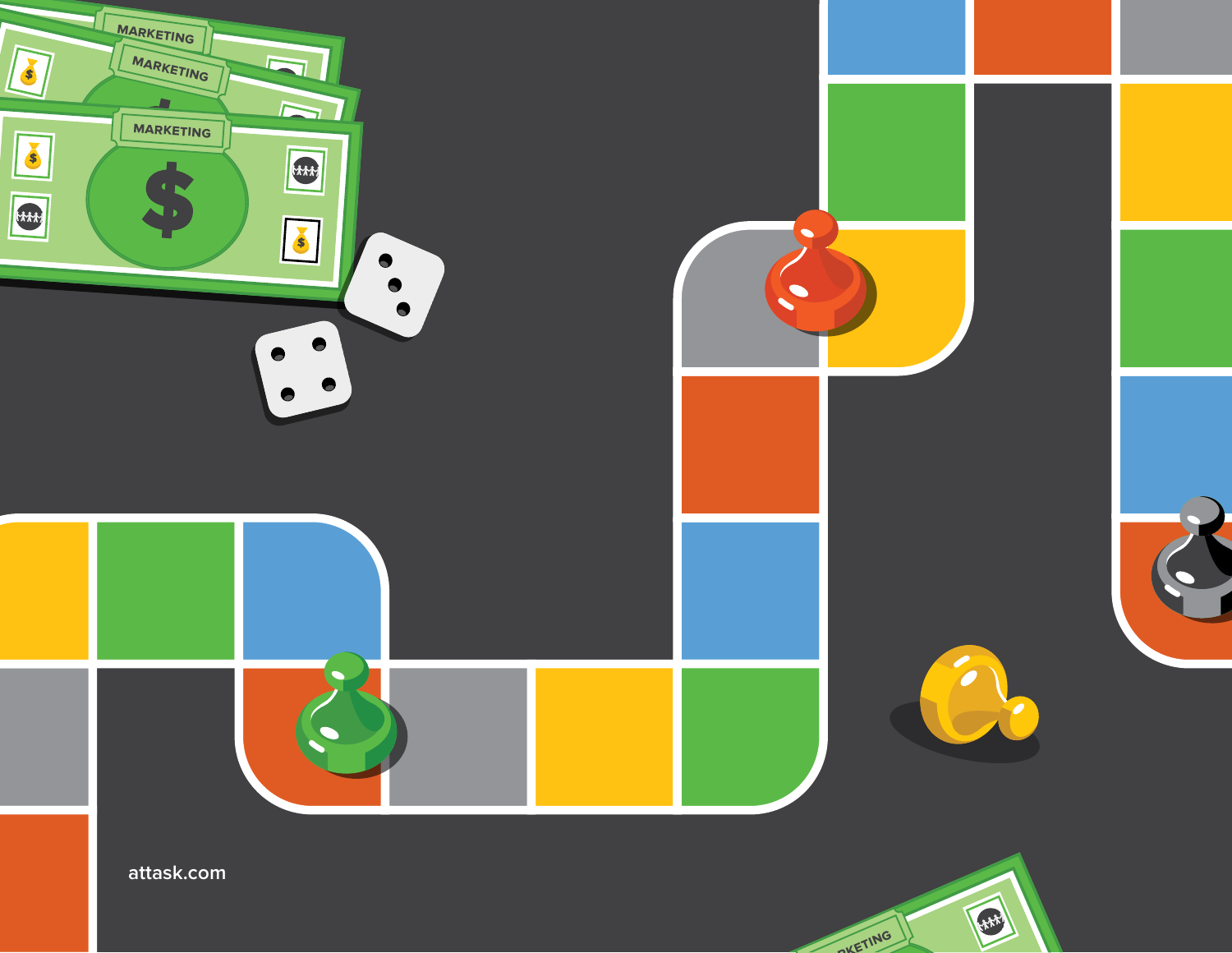attask.com